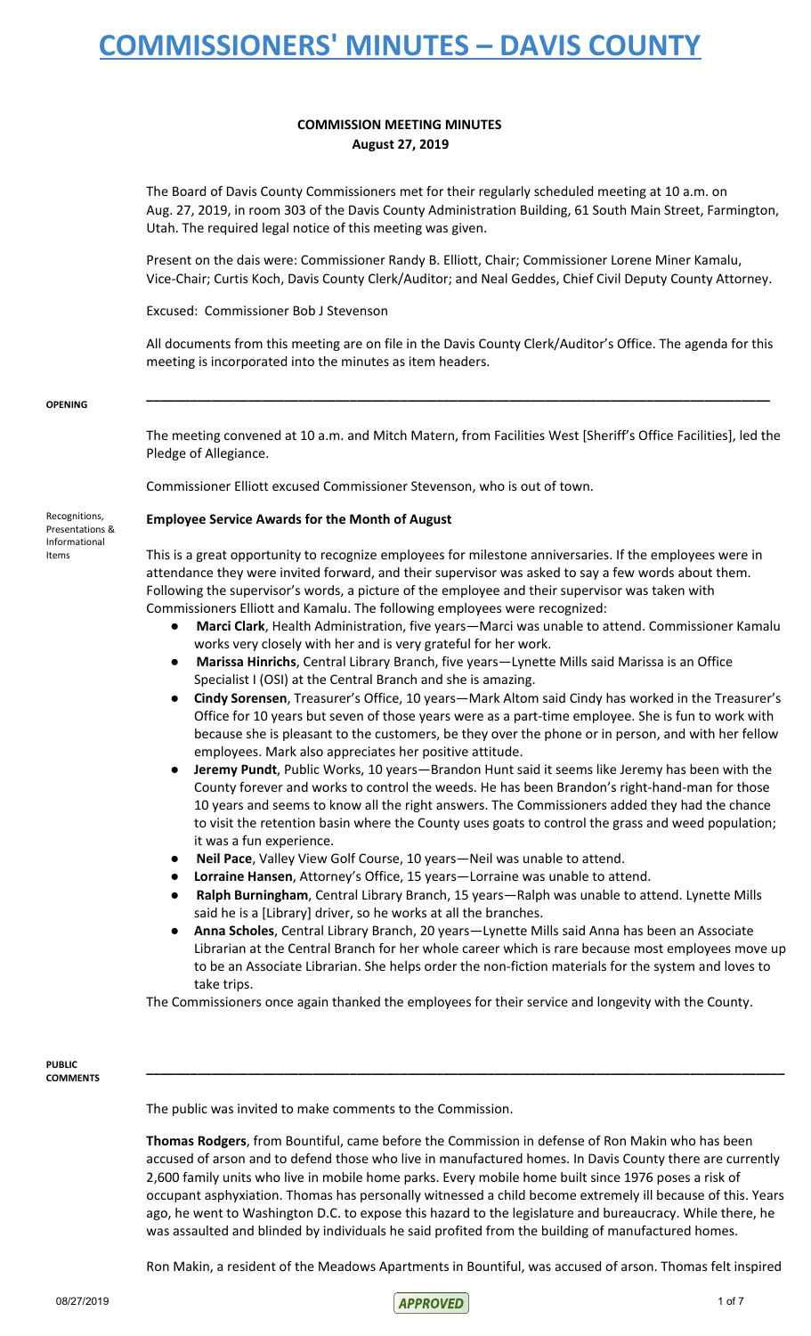# COMMISSIONERS' MINUTES – DAVIS COUNTY

**COMMISSION MEETING MINUTES**
**August 27, 2019**

The Board of Davis County Commissioners met for their regularly scheduled meeting at 10 a.m. on Aug. 27, 2019, in room 303 of the Davis County Administration Building, 61 South Main Street, Farmington, Utah. The required legal notice of this meeting was given.

Present on the dais were: Commissioner Randy B. Elliott, Chair; Commissioner Lorene Miner Kamalu, Vice-Chair; Curtis Koch, Davis County Clerk/Auditor; and Neal Geddes, Chief Civil Deputy County Attorney.

Excused: Commissioner Bob J Stevenson

All documents from this meeting are on file in the Davis County Clerk/Auditor's Office. The agenda for this meeting is incorporated into the minutes as item headers.

---

**OPENING**

The meeting convened at 10 a.m. and Mitch Matern, from Facilities West [Sheriff's Office Facilities], led the Pledge of Allegiance.

Commissioner Elliott excused Commissioner Stevenson, who is out of town.

Recognitions, Presentations & Informational Items

**Employee Service Awards for the Month of August**

This is a great opportunity to recognize employees for milestone anniversaries. If the employees were in attendance they were invited forward, and their supervisor was asked to say a few words about them. Following the supervisor's words, a picture of the employee and their supervisor was taken with Commissioners Elliott and Kamalu. The following employees were recognized:

- **Marci Clark**, Health Administration, five years—Marci was unable to attend. Commissioner Kamalu works very closely with her and is very grateful for her work.
- **Marissa Hinrichs**, Central Library Branch, five years—Lynette Mills said Marissa is an Office Specialist I (OSI) at the Central Branch and she is amazing.
- **Cindy Sorensen**, Treasurer's Office, 10 years—Mark Altom said Cindy has worked in the Treasurer's Office for 10 years but seven of those years were as a part-time employee. She is fun to work with because she is pleasant to the customers, be they over the phone or in person, and with her fellow employees. Mark also appreciates her positive attitude.
- **Jeremy Pundt**, Public Works, 10 years—Brandon Hunt said it seems like Jeremy has been with the County forever and works to control the weeds. He has been Brandon's right-hand-man for those 10 years and seems to know all the right answers. The Commissioners added they had the chance to visit the retention basin where the County uses goats to control the grass and weed population; it was a fun experience.
- **Neil Pace**, Valley View Golf Course, 10 years—Neil was unable to attend.
- **Lorraine Hansen**, Attorney's Office, 15 years—Lorraine was unable to attend.
- **Ralph Burningham**, Central Library Branch, 15 years—Ralph was unable to attend. Lynette Mills said he is a [Library] driver, so he works at all the branches.
- **Anna Scholes**, Central Library Branch, 20 years—Lynette Mills said Anna has been an Associate Librarian at the Central Branch for her whole career which is rare because most employees move up to be an Associate Librarian. She helps order the non-fiction materials for the system and loves to take trips.

The Commissioners once again thanked the employees for their service and longevity with the County.

---

**PUBLIC COMMENTS**

The public was invited to make comments to the Commission.

**Thomas Rodgers**, from Bountiful, came before the Commission in defense of Ron Makin who has been accused of arson and to defend those who live in manufactured homes. In Davis County there are currently 2,600 family units who live in mobile home parks. Every mobile home built since 1976 poses a risk of occupant asphyxiation. Thomas has personally witnessed a child become extremely ill because of this. Years ago, he went to Washington D.C. to expose this hazard to the legislature and bureaucracy. While there, he was assaulted and blinded by individuals he said profited from the building of manufactured homes.

Ron Makin, a resident of the Meadows Apartments in Bountiful, was accused of arson. Thomas felt inspired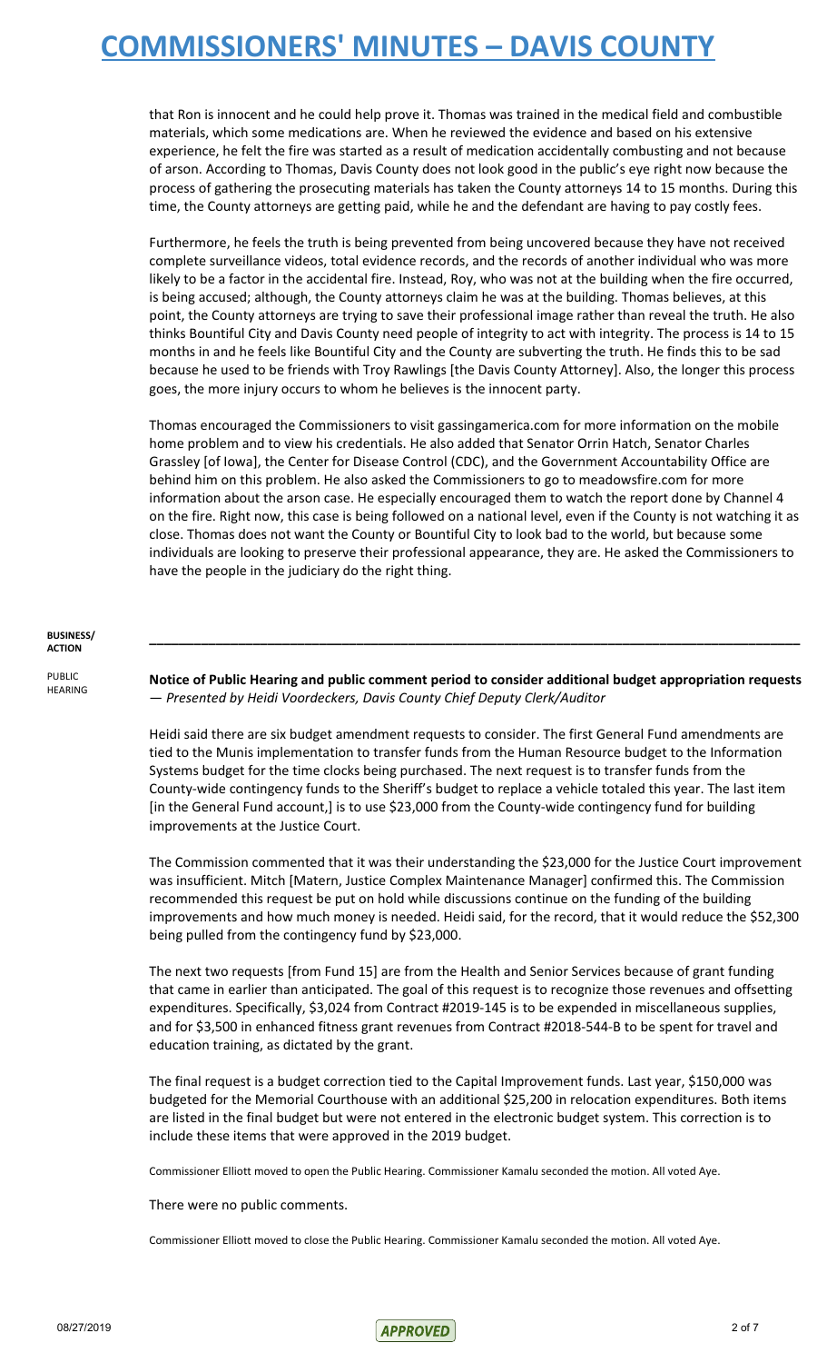that Ron is innocent and he could help prove it. Thomas was trained in the medical field and combustible materials, which some medications are. When he reviewed the evidence and based on his extensive experience, he felt the fire was started as a result of medication accidentally combusting and not because of arson. According to Thomas, Davis County does not look good in the public's eye right now because the process of gathering the prosecuting materials has taken the County attorneys 14 to 15 months. During this time, the County attorneys are getting paid, while he and the defendant are having to pay costly fees.

Furthermore, he feels the truth is being prevented from being uncovered because they have not received complete surveillance videos, total evidence records, and the records of another individual who was more likely to be a factor in the accidental fire. Instead, Roy, who was not at the building when the fire occurred, is being accused; although, the County attorneys claim he was at the building. Thomas believes, at this point, the County attorneys are trying to save their professional image rather than reveal the truth. He also thinks Bountiful City and Davis County need people of integrity to act with integrity. The process is 14 to 15 months in and he feels like Bountiful City and the County are subverting the truth. He finds this to be sad because he used to be friends with Troy Rawlings [the Davis County Attorney]. Also, the longer this process goes, the more injury occurs to whom he believes is the innocent party.

Thomas encouraged the Commissioners to visit gassingamerica.com for more information on the mobile home problem and to view his credentials. He also added that Senator Orrin Hatch, Senator Charles Grassley [of Iowa], the Center for Disease Control (CDC), and the Government Accountability Office are behind him on this problem. He also asked the Commissioners to go to meadowsfire.com for more information about the arson case. He especially encouraged them to watch the report done by Channel 4 on the fire. Right now, this case is being followed on a national level, even if the County is not watching it as close. Thomas does not want the County or Bountiful City to look bad to the world, but because some individuals are looking to preserve their professional appearance, they are. He asked the Commissioners to have the people in the judiciary do the right thing.

**BUSINESS/ ACTION**

---

PUBLIC HEARING

**Notice of Public Hearing and public comment period to consider additional budget appropriation requests** — *Presented by Heidi Voordeckers, Davis County Chief Deputy Clerk/Auditor*

Heidi said there are six budget amendment requests to consider. The first General Fund amendments are tied to the Munis implementation to transfer funds from the Human Resource budget to the Information Systems budget for the time clocks being purchased. The next request is to transfer funds from the County-wide contingency funds to the Sheriff's budget to replace a vehicle totaled this year. The last item [in the General Fund account,] is to use $23,000 from the County-wide contingency fund for building improvements at the Justice Court.

The Commission commented that it was their understanding the $23,000 for the Justice Court improvement was insufficient. Mitch [Matern, Justice Complex Maintenance Manager] confirmed this. The Commission recommended this request be put on hold while discussions continue on the funding of the building improvements and how much money is needed. Heidi said, for the record, that it would reduce the $52,300 being pulled from the contingency fund by $23,000.

The next two requests [from Fund 15] are from the Health and Senior Services because of grant funding that came in earlier than anticipated. The goal of this request is to recognize those revenues and offsetting expenditures. Specifically, $3,024 from Contract #2019-145 is to be expended in miscellaneous supplies, and for $3,500 in enhanced fitness grant revenues from Contract #2018-544-B to be spent for travel and education training, as dictated by the grant.

The final request is a budget correction tied to the Capital Improvement funds. Last year, $150,000 was budgeted for the Memorial Courthouse with an additional $25,200 in relocation expenditures. Both items are listed in the final budget but were not entered in the electronic budget system. This correction is to include these items that were approved in the 2019 budget.

Commissioner Elliott moved to open the Public Hearing. Commissioner Kamalu seconded the motion. All voted Aye.

There were no public comments.

Commissioner Elliott moved to close the Public Hearing. Commissioner Kamalu seconded the motion. All voted Aye.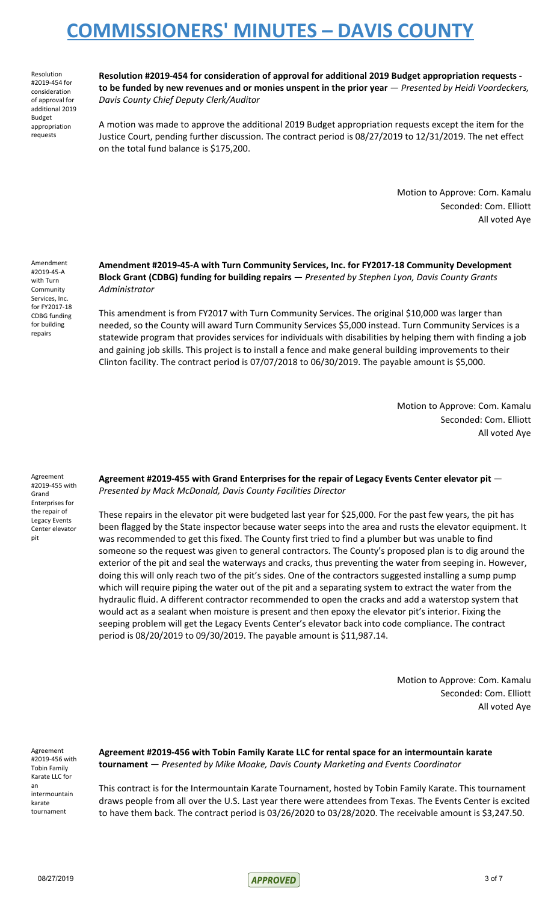Resolution #2019-454 for consideration of approval for additional 2019 Budget appropriation requests

**Resolution #2019-454 for consideration of approval for additional 2019 Budget appropriation requests - to be funded by new revenues and or monies unspent in the prior year** — *Presented by Heidi Voordeckers, Davis County Chief Deputy Clerk/Auditor*

A motion was made to approve the additional 2019 Budget appropriation requests except the item for the Justice Court, pending further discussion. The contract period is 08/27/2019 to 12/31/2019. The net effect on the total fund balance is $175,200.

Motion to Approve: Com. Kamalu
Seconded: Com. Elliott
All voted Aye

Amendment #2019-45-A with Turn Community Services, Inc. for FY2017-18 CDBG funding for building repairs

**Amendment #2019-45-A with Turn Community Services, Inc. for FY2017-18 Community Development Block Grant (CDBG) funding for building repairs** — *Presented by Stephen Lyon, Davis County Grants Administrator*

This amendment is from FY2017 with Turn Community Services. The original $10,000 was larger than needed, so the County will award Turn Community Services $5,000 instead. Turn Community Services is a statewide program that provides services for individuals with disabilities by helping them with finding a job and gaining job skills. This project is to install a fence and make general building improvements to their Clinton facility. The contract period is 07/07/2018 to 06/30/2019. The payable amount is $5,000.

Motion to Approve: Com. Kamalu
Seconded: Com. Elliott
All voted Aye

Agreement #2019-455 with Grand Enterprises for the repair of Legacy Events Center elevator pit

**Agreement #2019-455 with Grand Enterprises for the repair of Legacy Events Center elevator pit** — *Presented by Mack McDonald, Davis County Facilities Director*

These repairs in the elevator pit were budgeted last year for $25,000. For the past few years, the pit has been flagged by the State inspector because water seeps into the area and rusts the elevator equipment. It was recommended to get this fixed. The County first tried to find a plumber but was unable to find someone so the request was given to general contractors. The County's proposed plan is to dig around the exterior of the pit and seal the waterways and cracks, thus preventing the water from seeping in. However, doing this will only reach two of the pit's sides. One of the contractors suggested installing a sump pump which will require piping the water out of the pit and a separating system to extract the water from the hydraulic fluid. A different contractor recommended to open the cracks and add a waterstop system that would act as a sealant when moisture is present and then epoxy the elevator pit's interior. Fixing the seeping problem will get the Legacy Events Center's elevator back into code compliance. The contract period is 08/20/2019 to 09/30/2019. The payable amount is $11,987.14.

Motion to Approve: Com. Kamalu
Seconded: Com. Elliott
All voted Aye

Agreement #2019-456 with Tobin Family Karate LLC for an intermountain karate tournament

**Agreement #2019-456 with Tobin Family Karate LLC for rental space for an intermountain karate tournament** — *Presented by Mike Moake, Davis County Marketing and Events Coordinator*

This contract is for the Intermountain Karate Tournament, hosted by Tobin Family Karate. This tournament draws people from all over the U.S. Last year there were attendees from Texas. The Events Center is excited to have them back. The contract period is 03/26/2020 to 03/28/2020. The receivable amount is $3,247.50.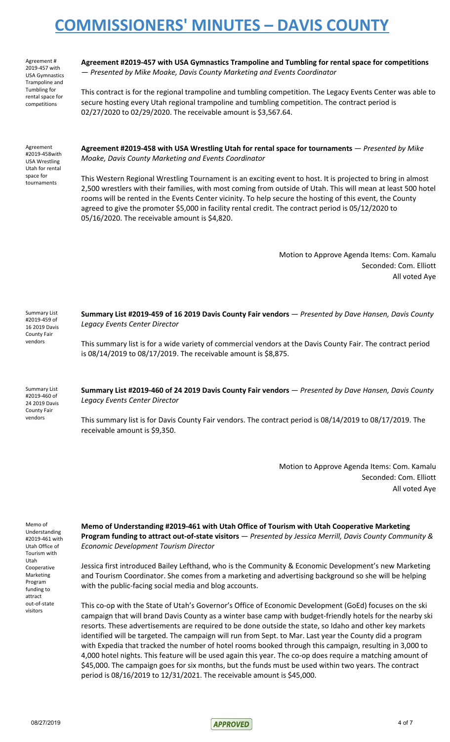Agreement # 2019-457 with USA Gymnastics Trampoline and Tumbling for rental space for competitions

**Agreement #2019-457 with USA Gymnastics Trampoline and Tumbling for rental space for competitions** — *Presented by Mike Moake, Davis County Marketing and Events Coordinator*

This contract is for the regional trampoline and tumbling competition. The Legacy Events Center was able to secure hosting every Utah regional trampoline and tumbling competition. The contract period is 02/27/2020 to 02/29/2020. The receivable amount is $3,567.64.

Agreement #2019-458with USA Wrestling Utah for rental space for tournaments

**Agreement #2019-458 with USA Wrestling Utah for rental space for tournaments** — *Presented by Mike Moake, Davis County Marketing and Events Coordinator*

This Western Regional Wrestling Tournament is an exciting event to host. It is projected to bring in almost 2,500 wrestlers with their families, with most coming from outside of Utah. This will mean at least 500 hotel rooms will be rented in the Events Center vicinity. To help secure the hosting of this event, the County agreed to give the promoter $5,000 in facility rental credit. The contract period is 05/12/2020 to 05/16/2020. The receivable amount is $4,820.

Motion to Approve Agenda Items: Com. Kamalu
Seconded: Com. Elliott
All voted Aye

Summary List #2019-459 of 16 2019 Davis County Fair vendors

**Summary List #2019-459 of 16 2019 Davis County Fair vendors** — *Presented by Dave Hansen, Davis County Legacy Events Center Director*

This summary list is for a wide variety of commercial vendors at the Davis County Fair. The contract period is 08/14/2019 to 08/17/2019. The receivable amount is $8,875.

Summary List #2019-460 of 24 2019 Davis County Fair vendors

**Summary List #2019-460 of 24 2019 Davis County Fair vendors** — *Presented by Dave Hansen, Davis County Legacy Events Center Director*

This summary list is for Davis County Fair vendors. The contract period is 08/14/2019 to 08/17/2019. The receivable amount is $9,350.

Motion to Approve Agenda Items: Com. Kamalu
Seconded: Com. Elliott
All voted Aye

Memo of Understanding #2019-461 with Utah Office of Tourism with Utah Cooperative Marketing Program funding to attract out-of-state visitors

**Memo of Understanding #2019-461 with Utah Office of Tourism with Utah Cooperative Marketing Program funding to attract out-of-state visitors** — *Presented by Jessica Merrill, Davis County Community & Economic Development Tourism Director*

Jessica first introduced Bailey Lefthand, who is the Community & Economic Development's new Marketing and Tourism Coordinator. She comes from a marketing and advertising background so she will be helping with the public-facing social media and blog accounts.

This co-op with the State of Utah's Governor's Office of Economic Development (GoEd) focuses on the ski campaign that will brand Davis County as a winter base camp with budget-friendly hotels for the nearby ski resorts. These advertisements are required to be done outside the state, so Idaho and other key markets identified will be targeted. The campaign will run from Sept. to Mar. Last year the County did a program with Expedia that tracked the number of hotel rooms booked through this campaign, resulting in 3,000 to 4,000 hotel nights. This feature will be used again this year. The co-op does require a matching amount of $45,000. The campaign goes for six months, but the funds must be used within two years. The contract period is 08/16/2019 to 12/31/2021. The receivable amount is $45,000.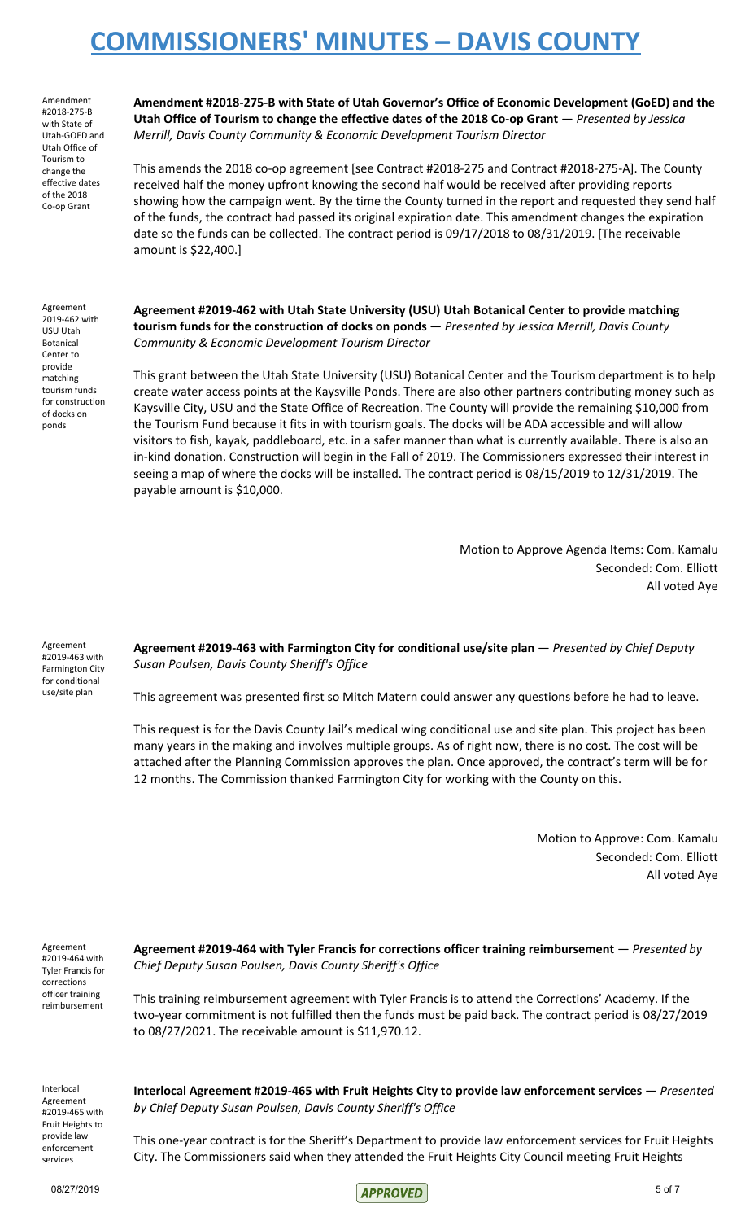Amendment #2018-275-B with State of Utah-GOED and Utah Office of Tourism to change the effective dates of the 2018 Co-op Grant

**Amendment #2018-275-B with State of Utah Governor's Office of Economic Development (GoED) and the Utah Office of Tourism to change the effective dates of the 2018 Co-op Grant** — *Presented by Jessica Merrill, Davis County Community & Economic Development Tourism Director*

This amends the 2018 co-op agreement [see Contract #2018-275 and Contract #2018-275-A]. The County received half the money upfront knowing the second half would be received after providing reports showing how the campaign went. By the time the County turned in the report and requested they send half of the funds, the contract had passed its original expiration date. This amendment changes the expiration date so the funds can be collected. The contract period is 09/17/2018 to 08/31/2019. [The receivable amount is $22,400.]

Agreement 2019-462 with USU Utah Botanical Center to provide matching tourism funds for construction of docks on ponds

**Agreement #2019-462 with Utah State University (USU) Utah Botanical Center to provide matching tourism funds for the construction of docks on ponds** — *Presented by Jessica Merrill, Davis County Community & Economic Development Tourism Director*

This grant between the Utah State University (USU) Botanical Center and the Tourism department is to help create water access points at the Kaysville Ponds. There are also other partners contributing money such as Kaysville City, USU and the State Office of Recreation. The County will provide the remaining $10,000 from the Tourism Fund because it fits in with tourism goals. The docks will be ADA accessible and will allow visitors to fish, kayak, paddleboard, etc. in a safer manner than what is currently available. There is also an in-kind donation. Construction will begin in the Fall of 2019. The Commissioners expressed their interest in seeing a map of where the docks will be installed. The contract period is 08/15/2019 to 12/31/2019. The payable amount is $10,000.

Motion to Approve Agenda Items: Com. Kamalu
Seconded: Com. Elliott
All voted Aye

Agreement #2019-463 with Farmington City for conditional use/site plan

**Agreement #2019-463 with Farmington City for conditional use/site plan** — *Presented by Chief Deputy Susan Poulsen, Davis County Sheriff's Office*

This agreement was presented first so Mitch Matern could answer any questions before he had to leave.

This request is for the Davis County Jail's medical wing conditional use and site plan. This project has been many years in the making and involves multiple groups. As of right now, there is no cost. The cost will be attached after the Planning Commission approves the plan. Once approved, the contract's term will be for 12 months. The Commission thanked Farmington City for working with the County on this.

Motion to Approve: Com. Kamalu
Seconded: Com. Elliott
All voted Aye

Agreement #2019-464 with Tyler Francis for corrections officer training reimbursement

**Agreement #2019-464 with Tyler Francis for corrections officer training reimbursement** — *Presented by Chief Deputy Susan Poulsen, Davis County Sheriff's Office*

This training reimbursement agreement with Tyler Francis is to attend the Corrections' Academy. If the two-year commitment is not fulfilled then the funds must be paid back. The contract period is 08/27/2019 to 08/27/2021. The receivable amount is $11,970.12.

Interlocal Agreement #2019-465 with Fruit Heights to provide law enforcement services

**Interlocal Agreement #2019-465 with Fruit Heights City to provide law enforcement services** — *Presented by Chief Deputy Susan Poulsen, Davis County Sheriff's Office*

This one-year contract is for the Sheriff's Department to provide law enforcement services for Fruit Heights City. The Commissioners said when they attended the Fruit Heights City Council meeting Fruit Heights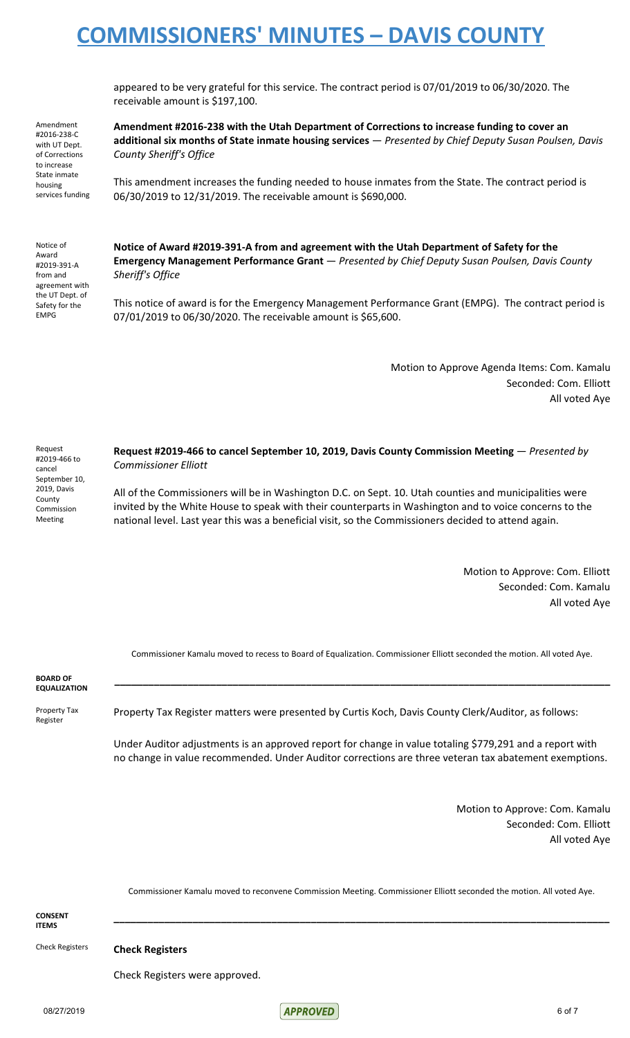appeared to be very grateful for this service. The contract period is 07/01/2019 to 06/30/2020. The receivable amount is $197,100.

Amendment #2016-238-C with UT Dept. of Corrections to increase State inmate housing services funding

**Amendment #2016-238 with the Utah Department of Corrections to increase funding to cover an additional six months of State inmate housing services** — *Presented by Chief Deputy Susan Poulsen, Davis County Sheriff's Office*

This amendment increases the funding needed to house inmates from the State. The contract period is 06/30/2019 to 12/31/2019. The receivable amount is $690,000.

Notice of Award #2019-391-A from and agreement with the UT Dept. of Safety for the EMPG

**Notice of Award #2019-391-A from and agreement with the Utah Department of Safety for the Emergency Management Performance Grant** — *Presented by Chief Deputy Susan Poulsen, Davis County Sheriff's Office*

This notice of award is for the Emergency Management Performance Grant (EMPG). The contract period is 07/01/2019 to 06/30/2020. The receivable amount is $65,600.

Motion to Approve Agenda Items: Com. Kamalu
Seconded: Com. Elliott
All voted Aye

Request #2019-466 to cancel September 10, 2019, Davis County Commission Meeting

**Request #2019-466 to cancel September 10, 2019, Davis County Commission Meeting** — *Presented by Commissioner Elliott*

All of the Commissioners will be in Washington D.C. on Sept. 10. Utah counties and municipalities were invited by the White House to speak with their counterparts in Washington and to voice concerns to the national level. Last year this was a beneficial visit, so the Commissioners decided to attend again.

Motion to Approve: Com. Elliott
Seconded: Com. Kamalu
All voted Aye

Commissioner Kamalu moved to recess to Board of Equalization. Commissioner Elliott seconded the motion. All voted Aye.

## BOARD OF EQUALIZATION

Property Tax Register

Property Tax Register matters were presented by Curtis Koch, Davis County Clerk/Auditor, as follows:

Under Auditor adjustments is an approved report for change in value totaling $779,291 and a report with no change in value recommended. Under Auditor corrections are three veteran tax abatement exemptions.

Motion to Approve: Com. Kamalu
Seconded: Com. Elliott
All voted Aye

Commissioner Kamalu moved to reconvene Commission Meeting. Commissioner Elliott seconded the motion. All voted Aye.

## CONSENT ITEMS

Check Registers

**Check Registers**

Check Registers were approved.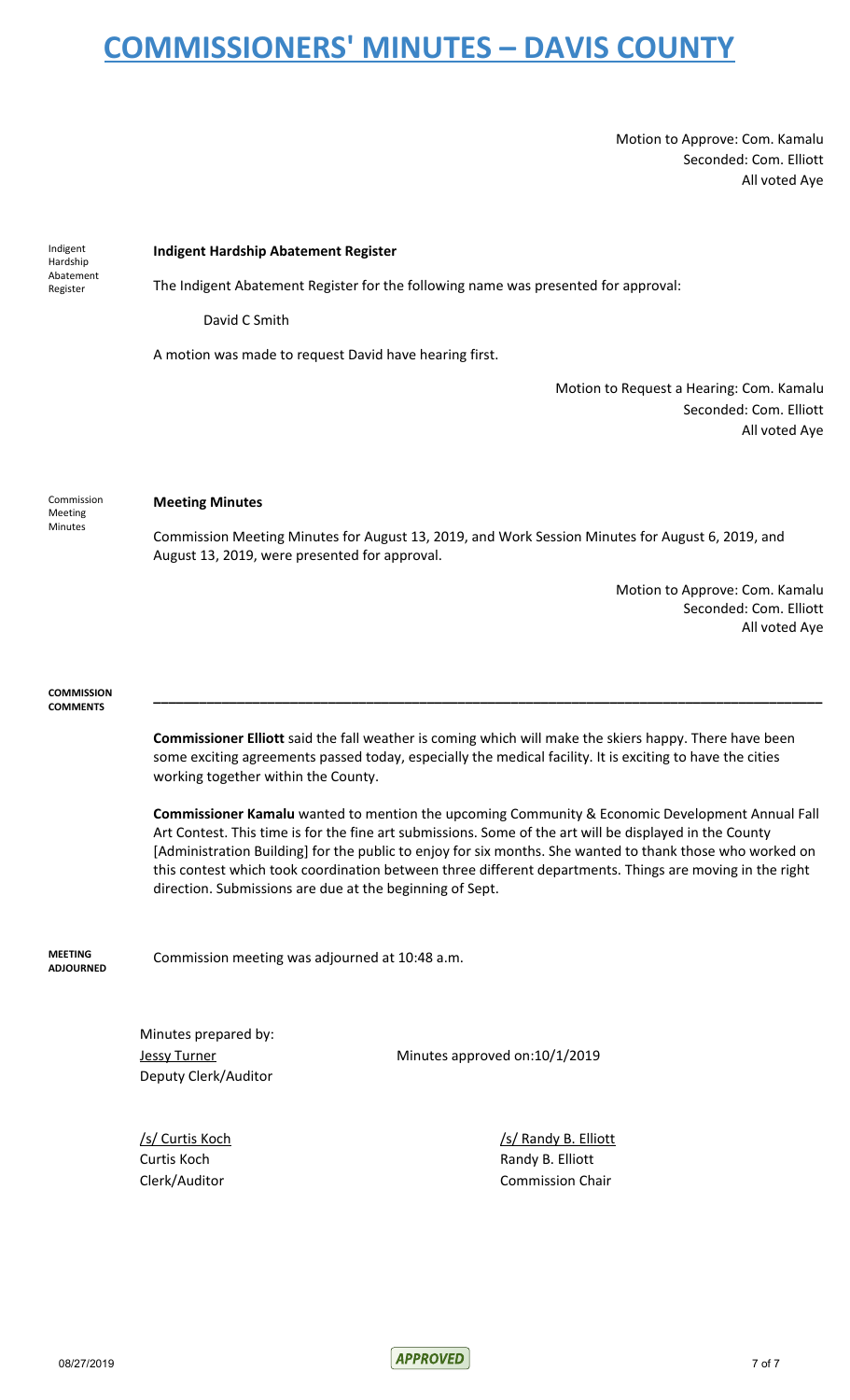Motion to Approve: Com. Kamalu
Seconded: Com. Elliott
All voted Aye

Indigent Hardship Abatement Register

**Indigent Hardship Abatement Register**

The Indigent Abatement Register for the following name was presented for approval:

David C Smith

A motion was made to request David have hearing first.

Motion to Request a Hearing: Com. Kamalu
Seconded: Com. Elliott
All voted Aye

Commission Meeting Minutes

**Meeting Minutes**

Commission Meeting Minutes for August 13, 2019, and Work Session Minutes for August 6, 2019, and August 13, 2019, were presented for approval.

Motion to Approve: Com. Kamalu
Seconded: Com. Elliott
All voted Aye

**COMMISSION COMMENTS**

**Commissioner Elliott** said the fall weather is coming which will make the skiers happy. There have been some exciting agreements passed today, especially the medical facility. It is exciting to have the cities working together within the County.

**Commissioner Kamalu** wanted to mention the upcoming Community & Economic Development Annual Fall Art Contest. This time is for the fine art submissions. Some of the art will be displayed in the County [Administration Building] for the public to enjoy for six months. She wanted to thank those who worked on this contest which took coordination between three different departments. Things are moving in the right direction. Submissions are due at the beginning of Sept.

**MEETING ADJOURNED**

Commission meeting was adjourned at 10:48 a.m.

Minutes prepared by:
Jessy Turner
Deputy Clerk/Auditor

Minutes approved on:10/1/2019

/s/ Curtis Koch
Curtis Koch
Clerk/Auditor

/s/ Randy B. Elliott
Randy B. Elliott
Commission Chair